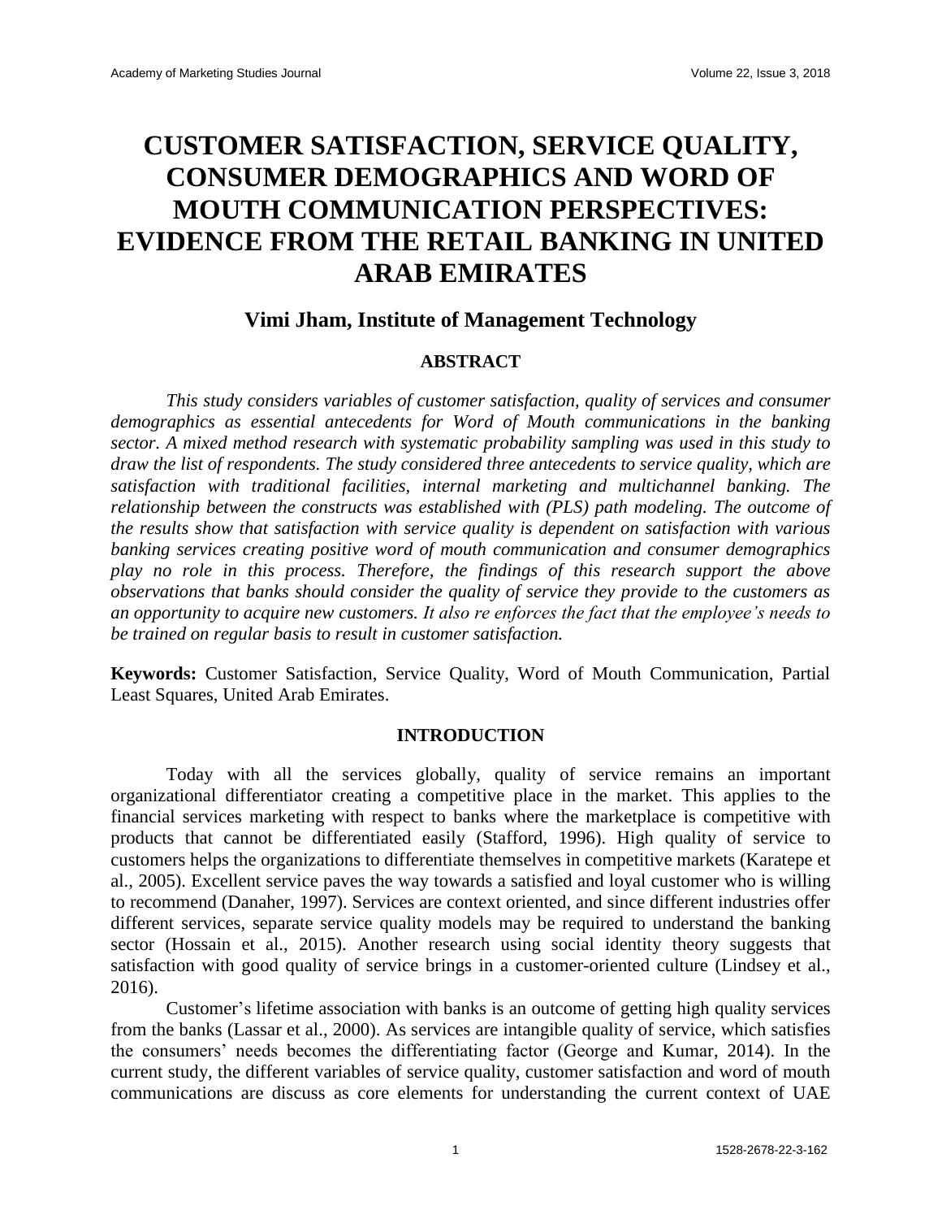# CUSTOMER SATISFACTION, SERVICE QUALITY, CONSUMER DEMOGRAPHICS AND WORD OF MOUTH COMMUNICATION PERSPECTIVES: EVIDENCE FROM THE RETAIL BANKING IN UNITED ARAB EMIRATES

## Vimi Jham, Institute of Management Technology

### ABSTRACT

*This study considers variables of customer satisfaction, quality of services and consumer demographics as essential antecedents for Word of Mouth communications in the banking sector. A mixed method research with systematic probability sampling was used in this study to draw the list of respondents. The study considered three antecedents to service quality, which are satisfaction with traditional facilities, internal marketing and multichannel banking. The relationship between the constructs was established with (PLS) path modeling. The outcome of the results show that satisfaction with service quality is dependent on satisfaction with various banking services creating positive word of mouth communication and consumer demographics play no role in this process. Therefore, the findings of this research support the above observations that banks should consider the quality of service they provide to the customers as an opportunity to acquire new customers. It also re enforces the fact that the employee's needs to be trained on regular basis to result in customer satisfaction.*

**Keywords:** Customer Satisfaction, Service Quality, Word of Mouth Communication, Partial Least Squares, United Arab Emirates.

### INTRODUCTION

Today with all the services globally, quality of service remains an important organizational differentiator creating a competitive place in the market. This applies to the financial services marketing with respect to banks where the marketplace is competitive with products that cannot be differentiated easily (Stafford, 1996). High quality of service to customers helps the organizations to differentiate themselves in competitive markets (Karatepe et al., 2005). Excellent service paves the way towards a satisfied and loyal customer who is willing to recommend (Danaher, 1997). Services are context oriented, and since different industries offer different services, separate service quality models may be required to understand the banking sector (Hossain et al., 2015). Another research using social identity theory suggests that satisfaction with good quality of service brings in a customer-oriented culture (Lindsey et al., 2016).

Customer's lifetime association with banks is an outcome of getting high quality services from the banks (Lassar et al., 2000). As services are intangible quality of service, which satisfies the consumers' needs becomes the differentiating factor (George and Kumar, 2014). In the current study, the different variables of service quality, customer satisfaction and word of mouth communications are discuss as core elements for understanding the current context of UAE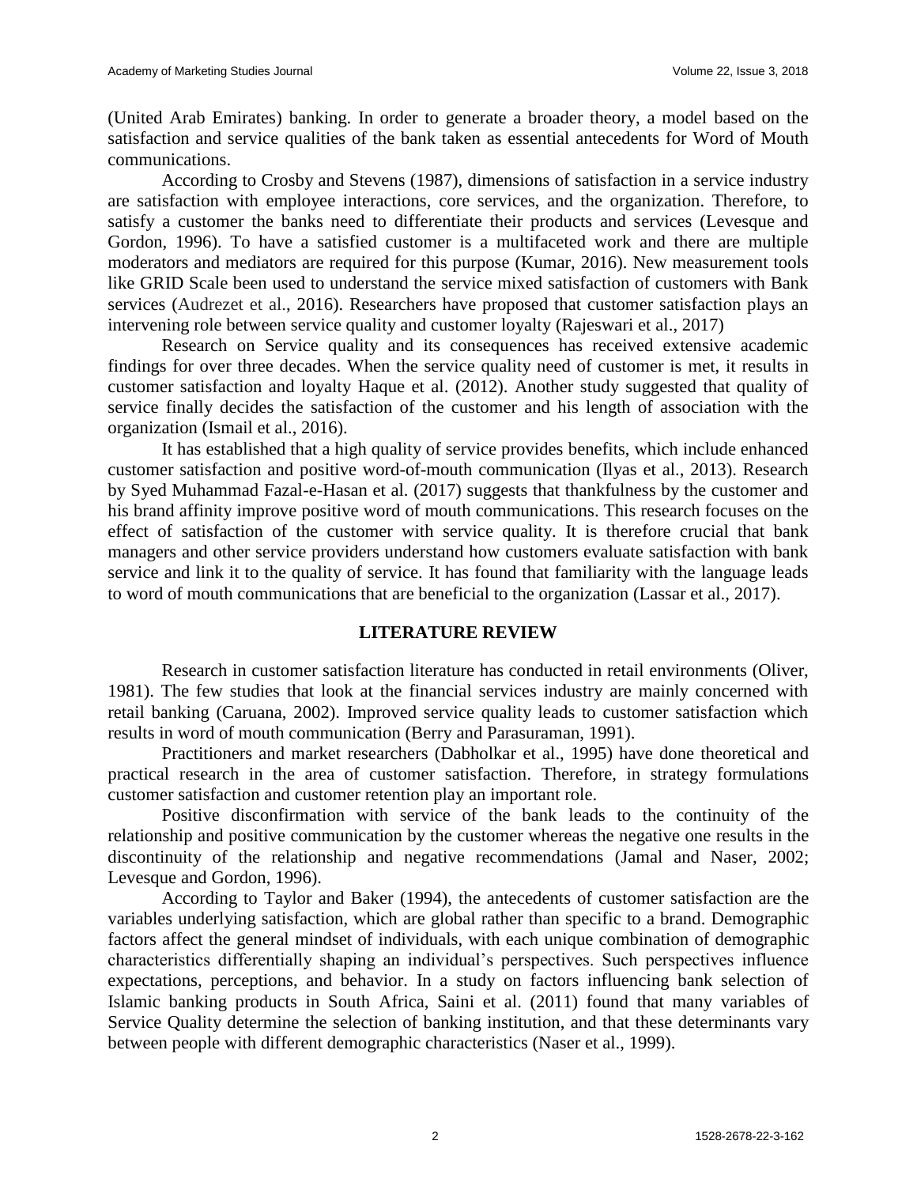(United Arab Emirates) banking. In order to generate a broader theory, a model based on the satisfaction and service qualities of the bank taken as essential antecedents for Word of Mouth communications.

According to Crosby and Stevens (1987), dimensions of satisfaction in a service industry are satisfaction with employee interactions, core services, and the organization. Therefore, to satisfy a customer the banks need to differentiate their products and services (Levesque and Gordon, 1996). To have a satisfied customer is a multifaceted work and there are multiple moderators and mediators are required for this purpose (Kumar, 2016). New measurement tools like GRID Scale been used to understand the service mixed satisfaction of customers with Bank services (Audrezet et al., 2016). Researchers have proposed that customer satisfaction plays an intervening role between service quality and customer loyalty (Rajeswari et al., 2017)

Research on Service quality and its consequences has received extensive academic findings for over three decades. When the service quality need of customer is met, it results in customer satisfaction and loyalty Haque et al. (2012). Another study suggested that quality of service finally decides the satisfaction of the customer and his length of association with the organization (Ismail et al., 2016).

It has established that a high quality of service provides benefits, which include enhanced customer satisfaction and positive word-of-mouth communication (Ilyas et al., 2013). Research by Syed Muhammad Fazal-e-Hasan et al. (2017) suggests that thankfulness by the customer and his brand affinity improve positive word of mouth communications. This research focuses on the effect of satisfaction of the customer with service quality. It is therefore crucial that bank managers and other service providers understand how customers evaluate satisfaction with bank service and link it to the quality of service. It has found that familiarity with the language leads to word of mouth communications that are beneficial to the organization (Lassar et al., 2017).

## LITERATURE REVIEW

Research in customer satisfaction literature has conducted in retail environments (Oliver, 1981). The few studies that look at the financial services industry are mainly concerned with retail banking (Caruana, 2002). Improved service quality leads to customer satisfaction which results in word of mouth communication (Berry and Parasuraman, 1991).

Practitioners and market researchers (Dabholkar et al., 1995) have done theoretical and practical research in the area of customer satisfaction. Therefore, in strategy formulations customer satisfaction and customer retention play an important role.

Positive disconfirmation with service of the bank leads to the continuity of the relationship and positive communication by the customer whereas the negative one results in the discontinuity of the relationship and negative recommendations (Jamal and Naser, 2002; Levesque and Gordon, 1996).

According to Taylor and Baker (1994), the antecedents of customer satisfaction are the variables underlying satisfaction, which are global rather than specific to a brand. Demographic factors affect the general mindset of individuals, with each unique combination of demographic characteristics differentially shaping an individual's perspectives. Such perspectives influence expectations, perceptions, and behavior. In a study on factors influencing bank selection of Islamic banking products in South Africa, Saini et al. (2011) found that many variables of Service Quality determine the selection of banking institution, and that these determinants vary between people with different demographic characteristics (Naser et al., 1999).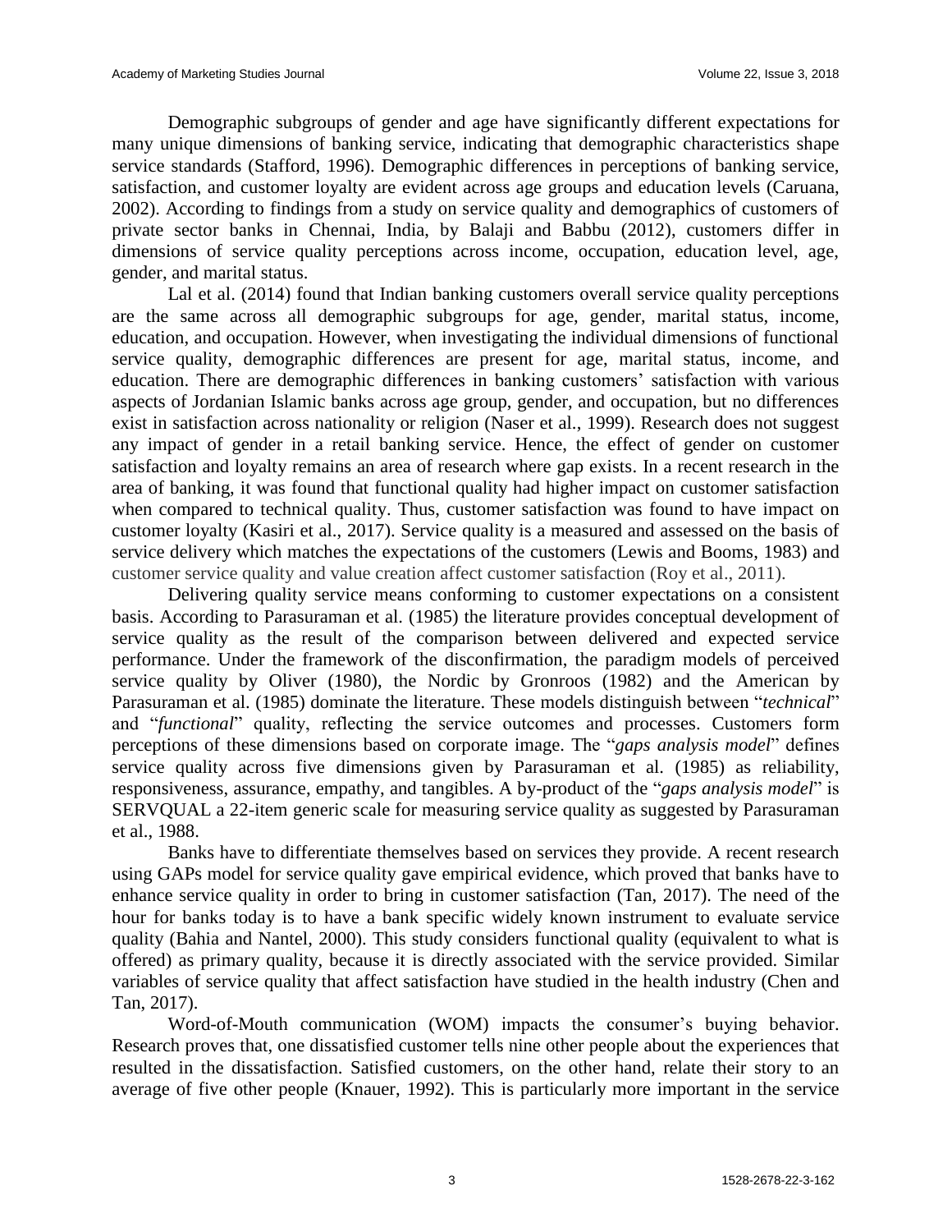Demographic subgroups of gender and age have significantly different expectations for many unique dimensions of banking service, indicating that demographic characteristics shape service standards (Stafford, 1996). Demographic differences in perceptions of banking service, satisfaction, and customer loyalty are evident across age groups and education levels (Caruana, 2002). According to findings from a study on service quality and demographics of customers of private sector banks in Chennai, India, by Balaji and Babbu (2012), customers differ in dimensions of service quality perceptions across income, occupation, education level, age, gender, and marital status.

Lal et al. (2014) found that Indian banking customers overall service quality perceptions are the same across all demographic subgroups for age, gender, marital status, income, education, and occupation. However, when investigating the individual dimensions of functional service quality, demographic differences are present for age, marital status, income, and education. There are demographic differences in banking customers' satisfaction with various aspects of Jordanian Islamic banks across age group, gender, and occupation, but no differences exist in satisfaction across nationality or religion (Naser et al., 1999). Research does not suggest any impact of gender in a retail banking service. Hence, the effect of gender on customer satisfaction and loyalty remains an area of research where gap exists. In a recent research in the area of banking, it was found that functional quality had higher impact on customer satisfaction when compared to technical quality. Thus, customer satisfaction was found to have impact on customer loyalty (Kasiri et al., 2017). Service quality is a measured and assessed on the basis of service delivery which matches the expectations of the customers (Lewis and Booms, 1983) and customer service quality and value creation affect customer satisfaction (Roy et al., 2011).

Delivering quality service means conforming to customer expectations on a consistent basis. According to Parasuraman et al. (1985) the literature provides conceptual development of service quality as the result of the comparison between delivered and expected service performance. Under the framework of the disconfirmation, the paradigm models of perceived service quality by Oliver (1980), the Nordic by Gronroos (1982) and the American by Parasuraman et al. (1985) dominate the literature. These models distinguish between "*technical*" and "*functional*" quality, reflecting the service outcomes and processes. Customers form perceptions of these dimensions based on corporate image. The "*gaps analysis model*" defines service quality across five dimensions given by Parasuraman et al. (1985) as reliability, responsiveness, assurance, empathy, and tangibles. A by-product of the "*gaps analysis model*" is SERVQUAL a 22-item generic scale for measuring service quality as suggested by Parasuraman et al., 1988.

Banks have to differentiate themselves based on services they provide. A recent research using GAPs model for service quality gave empirical evidence, which proved that banks have to enhance service quality in order to bring in customer satisfaction (Tan, 2017). The need of the hour for banks today is to have a bank specific widely known instrument to evaluate service quality (Bahia and Nantel, 2000). This study considers functional quality (equivalent to what is offered) as primary quality, because it is directly associated with the service provided. Similar variables of service quality that affect satisfaction have studied in the health industry (Chen and Tan, 2017).

Word-of-Mouth communication (WOM) impacts the consumer's buying behavior. Research proves that, one dissatisfied customer tells nine other people about the experiences that resulted in the dissatisfaction. Satisfied customers, on the other hand, relate their story to an average of five other people (Knauer, 1992). This is particularly more important in the service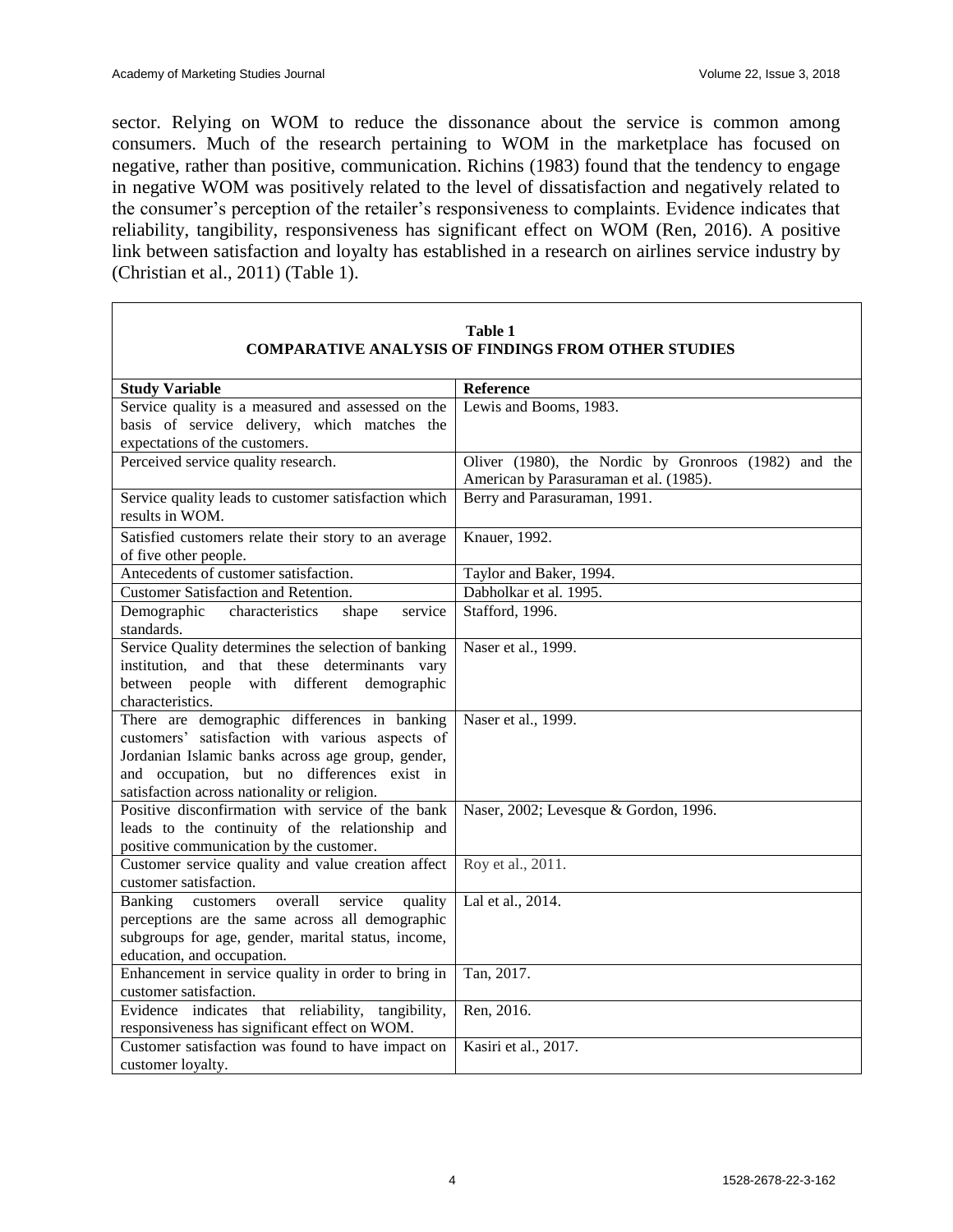sector. Relying on WOM to reduce the dissonance about the service is common among consumers. Much of the research pertaining to WOM in the marketplace has focused on negative, rather than positive, communication. Richins (1983) found that the tendency to engage in negative WOM was positively related to the level of dissatisfaction and negatively related to the consumer's perception of the retailer's responsiveness to complaints. Evidence indicates that reliability, tangibility, responsiveness has significant effect on WOM (Ren, 2016). A positive link between satisfaction and loyalty has established in a research on airlines service industry by (Christian et al., 2011) (Table 1).

**Table 1**
**COMPARATIVE ANALYSIS OF FINDINGS FROM OTHER STUDIES**

| Study Variable | Reference |
|---|---|
| Service quality is a measured and assessed on the basis of service delivery, which matches the expectations of the customers. | Lewis and Booms, 1983. |
| Perceived service quality research. | Oliver (1980), the Nordic by Gronroos (1982) and the American by Parasuraman et al. (1985). |
| Service quality leads to customer satisfaction which results in WOM. | Berry and Parasuraman, 1991. |
| Satisfied customers relate their story to an average of five other people. | Knauer, 1992. |
| Antecedents of customer satisfaction. | Taylor and Baker, 1994. |
| Customer Satisfaction and Retention. | Dabholkar et al. 1995. |
| Demographic characteristics shape service standards. | Stafford, 1996. |
| Service Quality determines the selection of banking institution, and that these determinants vary between people with different demographic characteristics. | Naser et al., 1999. |
| There are demographic differences in banking customers' satisfaction with various aspects of Jordanian Islamic banks across age group, gender, and occupation, but no differences exist in satisfaction across nationality or religion. | Naser et al., 1999. |
| Positive disconfirmation with service of the bank leads to the continuity of the relationship and positive communication by the customer. | Naser, 2002; Levesque & Gordon, 1996. |
| Customer service quality and value creation affect customer satisfaction. | Roy et al., 2011. |
| Banking customers overall service quality perceptions are the same across all demographic subgroups for age, gender, marital status, income, education, and occupation. | Lal et al., 2014. |
| Enhancement in service quality in order to bring in customer satisfaction. | Tan, 2017. |
| Evidence indicates that reliability, tangibility, responsiveness has significant effect on WOM. | Ren, 2016. |
| Customer satisfaction was found to have impact on customer loyalty. | Kasiri et al., 2017. |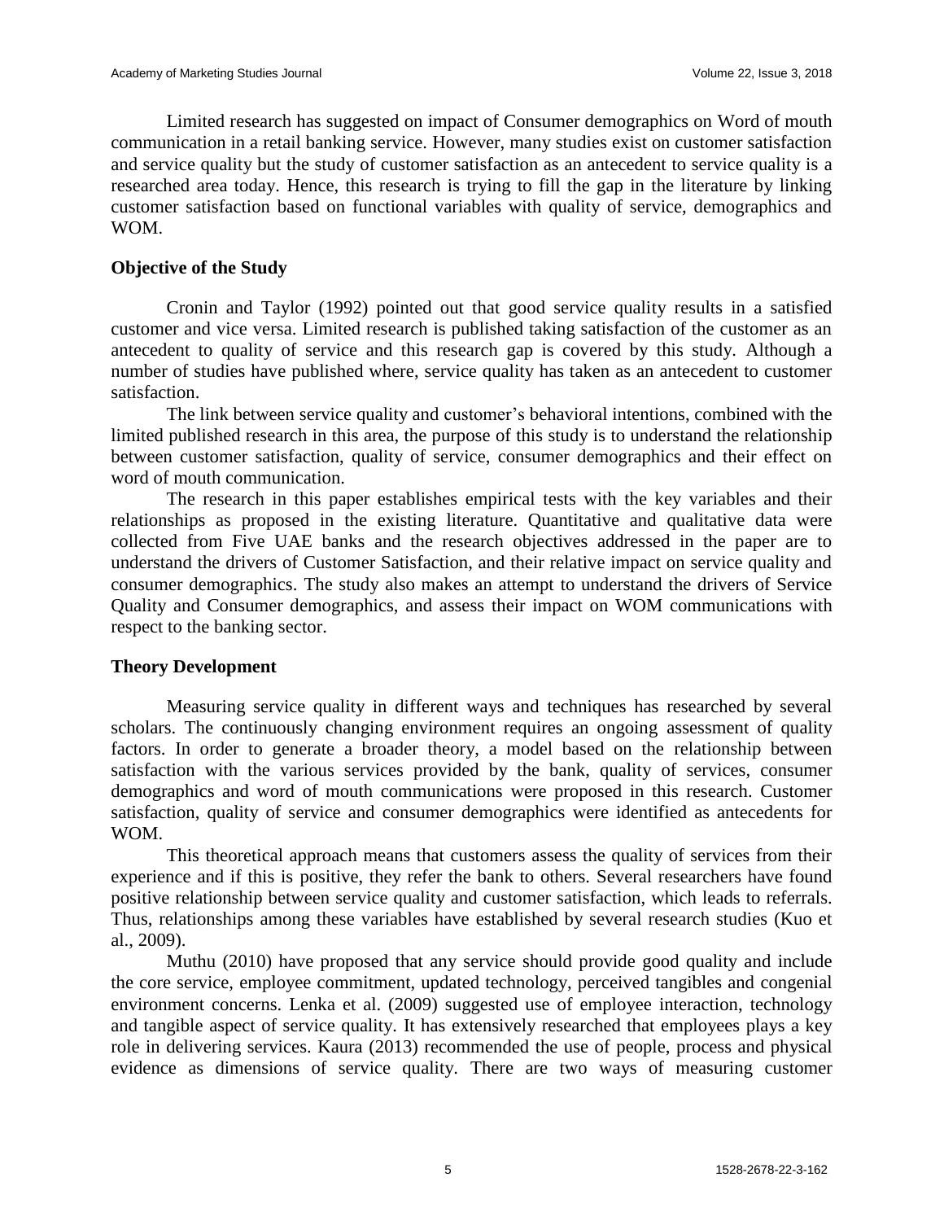Limited research has suggested on impact of Consumer demographics on Word of mouth communication in a retail banking service. However, many studies exist on customer satisfaction and service quality but the study of customer satisfaction as an antecedent to service quality is a researched area today. Hence, this research is trying to fill the gap in the literature by linking customer satisfaction based on functional variables with quality of service, demographics and WOM.

### Objective of the Study

Cronin and Taylor (1992) pointed out that good service quality results in a satisfied customer and vice versa. Limited research is published taking satisfaction of the customer as an antecedent to quality of service and this research gap is covered by this study. Although a number of studies have published where, service quality has taken as an antecedent to customer satisfaction.

The link between service quality and customer's behavioral intentions, combined with the limited published research in this area, the purpose of this study is to understand the relationship between customer satisfaction, quality of service, consumer demographics and their effect on word of mouth communication.

The research in this paper establishes empirical tests with the key variables and their relationships as proposed in the existing literature. Quantitative and qualitative data were collected from Five UAE banks and the research objectives addressed in the paper are to understand the drivers of Customer Satisfaction, and their relative impact on service quality and consumer demographics. The study also makes an attempt to understand the drivers of Service Quality and Consumer demographics, and assess their impact on WOM communications with respect to the banking sector.

### Theory Development

Measuring service quality in different ways and techniques has researched by several scholars. The continuously changing environment requires an ongoing assessment of quality factors. In order to generate a broader theory, a model based on the relationship between satisfaction with the various services provided by the bank, quality of services, consumer demographics and word of mouth communications were proposed in this research. Customer satisfaction, quality of service and consumer demographics were identified as antecedents for WOM.

This theoretical approach means that customers assess the quality of services from their experience and if this is positive, they refer the bank to others. Several researchers have found positive relationship between service quality and customer satisfaction, which leads to referrals. Thus, relationships among these variables have established by several research studies (Kuo et al., 2009).

Muthu (2010) have proposed that any service should provide good quality and include the core service, employee commitment, updated technology, perceived tangibles and congenial environment concerns. Lenka et al. (2009) suggested use of employee interaction, technology and tangible aspect of service quality. It has extensively researched that employees plays a key role in delivering services. Kaura (2013) recommended the use of people, process and physical evidence as dimensions of service quality. There are two ways of measuring customer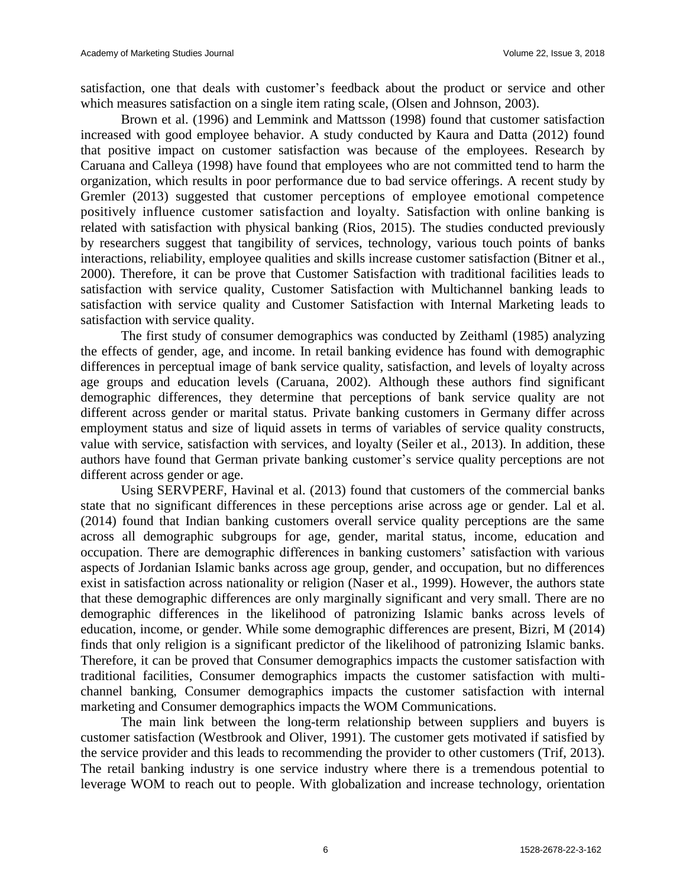satisfaction, one that deals with customer's feedback about the product or service and other which measures satisfaction on a single item rating scale, (Olsen and Johnson, 2003).

Brown et al. (1996) and Lemmink and Mattsson (1998) found that customer satisfaction increased with good employee behavior. A study conducted by Kaura and Datta (2012) found that positive impact on customer satisfaction was because of the employees. Research by Caruana and Calleya (1998) have found that employees who are not committed tend to harm the organization, which results in poor performance due to bad service offerings. A recent study by Gremler (2013) suggested that customer perceptions of employee emotional competence positively influence customer satisfaction and loyalty. Satisfaction with online banking is related with satisfaction with physical banking (Rios, 2015). The studies conducted previously by researchers suggest that tangibility of services, technology, various touch points of banks interactions, reliability, employee qualities and skills increase customer satisfaction (Bitner et al., 2000). Therefore, it can be prove that Customer Satisfaction with traditional facilities leads to satisfaction with service quality, Customer Satisfaction with Multichannel banking leads to satisfaction with service quality and Customer Satisfaction with Internal Marketing leads to satisfaction with service quality.

The first study of consumer demographics was conducted by Zeithaml (1985) analyzing the effects of gender, age, and income. In retail banking evidence has found with demographic differences in perceptual image of bank service quality, satisfaction, and levels of loyalty across age groups and education levels (Caruana, 2002). Although these authors find significant demographic differences, they determine that perceptions of bank service quality are not different across gender or marital status. Private banking customers in Germany differ across employment status and size of liquid assets in terms of variables of service quality constructs, value with service, satisfaction with services, and loyalty (Seiler et al., 2013). In addition, these authors have found that German private banking customer's service quality perceptions are not different across gender or age.

Using SERVPERF, Havinal et al. (2013) found that customers of the commercial banks state that no significant differences in these perceptions arise across age or gender. Lal et al. (2014) found that Indian banking customers overall service quality perceptions are the same across all demographic subgroups for age, gender, marital status, income, education and occupation. There are demographic differences in banking customers' satisfaction with various aspects of Jordanian Islamic banks across age group, gender, and occupation, but no differences exist in satisfaction across nationality or religion (Naser et al., 1999). However, the authors state that these demographic differences are only marginally significant and very small. There are no demographic differences in the likelihood of patronizing Islamic banks across levels of education, income, or gender. While some demographic differences are present, Bizri, M (2014) finds that only religion is a significant predictor of the likelihood of patronizing Islamic banks. Therefore, it can be proved that Consumer demographics impacts the customer satisfaction with traditional facilities, Consumer demographics impacts the customer satisfaction with multi-channel banking, Consumer demographics impacts the customer satisfaction with internal marketing and Consumer demographics impacts the WOM Communications.

The main link between the long-term relationship between suppliers and buyers is customer satisfaction (Westbrook and Oliver, 1991). The customer gets motivated if satisfied by the service provider and this leads to recommending the provider to other customers (Trif, 2013). The retail banking industry is one service industry where there is a tremendous potential to leverage WOM to reach out to people. With globalization and increase technology, orientation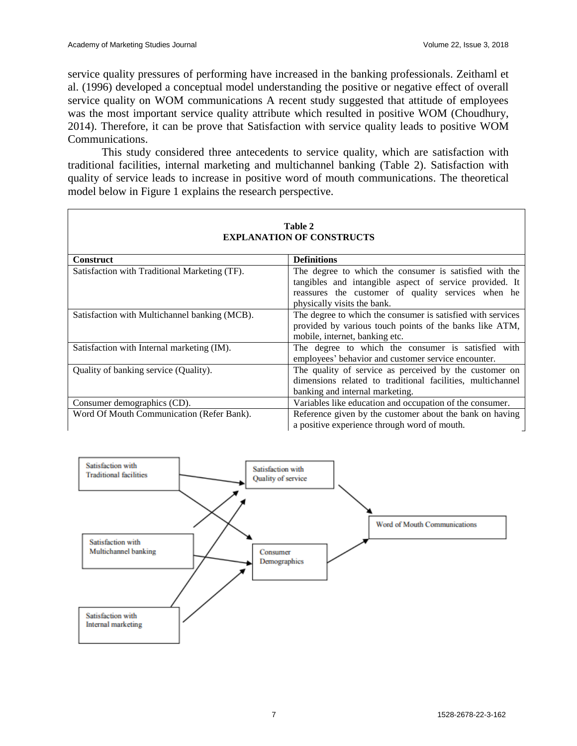service quality pressures of performing have increased in the banking professionals. Zeithaml et al. (1996) developed a conceptual model understanding the positive or negative effect of overall service quality on WOM communications A recent study suggested that attitude of employees was the most important service quality attribute which resulted in positive WOM (Choudhury, 2014). Therefore, it can be prove that Satisfaction with service quality leads to positive WOM Communications.

This study considered three antecedents to service quality, which are satisfaction with traditional facilities, internal marketing and multichannel banking (Table 2). Satisfaction with quality of service leads to increase in positive word of mouth communications. The theoretical model below in Figure 1 explains the research perspective.

**Table 2**
**EXPLANATION OF CONSTRUCTS**

| Construct | Definitions |
|---|---|
| Satisfaction with Traditional Marketing (TF). | The degree to which the consumer is satisfied with the tangibles and intangible aspect of service provided. It reassures the customer of quality services when he physically visits the bank. |
| Satisfaction with Multichannel banking (MCB). | The degree to which the consumer is satisfied with services provided by various touch points of the banks like ATM, mobile, internet, banking etc. |
| Satisfaction with Internal marketing (IM). | The degree to which the consumer is satisfied with employees' behavior and customer service encounter. |
| Quality of banking service (Quality). | The quality of service as perceived by the customer on dimensions related to traditional facilities, multichannel banking and internal marketing. |
| Consumer demographics (CD). | Variables like education and occupation of the consumer. |
| Word Of Mouth Communication (Refer Bank). | Reference given by the customer about the bank on having a positive experience through word of mouth. |

Satisfaction with Traditional facilities

Satisfaction with Quality of service

Word of Mouth Communications

Satisfaction with Multichannel banking

Consumer Demographics

Satisfaction with Internal marketing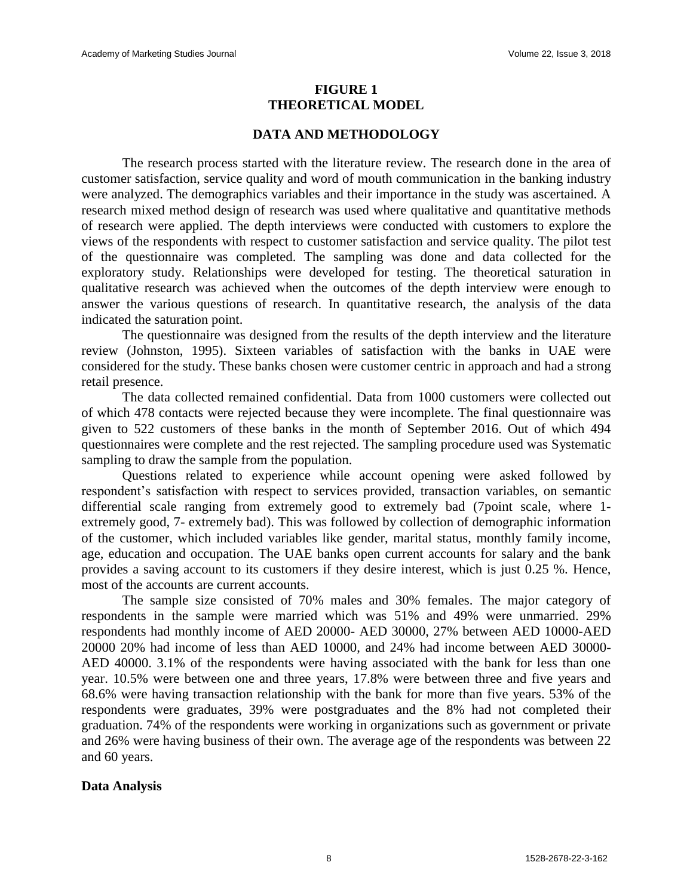**FIGURE 1**
**THEORETICAL MODEL**

## DATA AND METHODOLOGY

The research process started with the literature review. The research done in the area of customer satisfaction, service quality and word of mouth communication in the banking industry were analyzed. The demographics variables and their importance in the study was ascertained. A research mixed method design of research was used where qualitative and quantitative methods of research were applied. The depth interviews were conducted with customers to explore the views of the respondents with respect to customer satisfaction and service quality. The pilot test of the questionnaire was completed. The sampling was done and data collected for the exploratory study. Relationships were developed for testing. The theoretical saturation in qualitative research was achieved when the outcomes of the depth interview were enough to answer the various questions of research. In quantitative research, the analysis of the data indicated the saturation point.

The questionnaire was designed from the results of the depth interview and the literature review (Johnston, 1995). Sixteen variables of satisfaction with the banks in UAE were considered for the study. These banks chosen were customer centric in approach and had a strong retail presence.

The data collected remained confidential. Data from 1000 customers were collected out of which 478 contacts were rejected because they were incomplete. The final questionnaire was given to 522 customers of these banks in the month of September 2016. Out of which 494 questionnaires were complete and the rest rejected. The sampling procedure used was Systematic sampling to draw the sample from the population.

Questions related to experience while account opening were asked followed by respondent's satisfaction with respect to services provided, transaction variables, on semantic differential scale ranging from extremely good to extremely bad (7point scale, where 1-extremely good, 7- extremely bad). This was followed by collection of demographic information of the customer, which included variables like gender, marital status, monthly family income, age, education and occupation. The UAE banks open current accounts for salary and the bank provides a saving account to its customers if they desire interest, which is just 0.25 %. Hence, most of the accounts are current accounts.

The sample size consisted of 70% males and 30% females. The major category of respondents in the sample were married which was 51% and 49% were unmarried. 29% respondents had monthly income of AED 20000- AED 30000, 27% between AED 10000-AED 20000 20% had income of less than AED 10000, and 24% had income between AED 30000-AED 40000. 3.1% of the respondents were having associated with the bank for less than one year. 10.5% were between one and three years, 17.8% were between three and five years and 68.6% were having transaction relationship with the bank for more than five years. 53% of the respondents were graduates, 39% were postgraduates and the 8% had not completed their graduation. 74% of the respondents were working in organizations such as government or private and 26% were having business of their own. The average age of the respondents was between 22 and 60 years.

### Data Analysis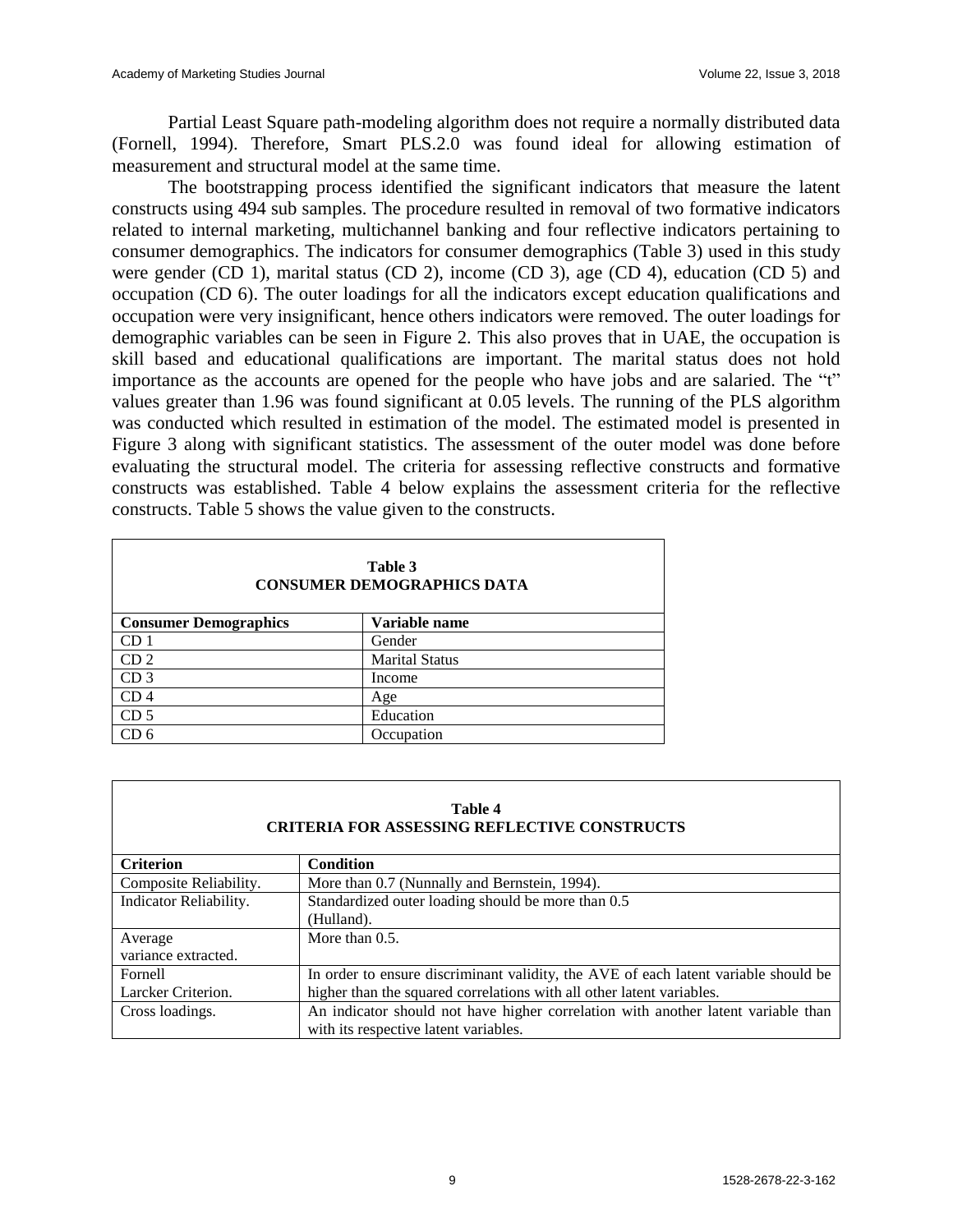Partial Least Square path-modeling algorithm does not require a normally distributed data (Fornell, 1994). Therefore, Smart PLS.2.0 was found ideal for allowing estimation of measurement and structural model at the same time.

The bootstrapping process identified the significant indicators that measure the latent constructs using 494 sub samples. The procedure resulted in removal of two formative indicators related to internal marketing, multichannel banking and four reflective indicators pertaining to consumer demographics. The indicators for consumer demographics (Table 3) used in this study were gender (CD 1), marital status (CD 2), income (CD 3), age (CD 4), education (CD 5) and occupation (CD 6). The outer loadings for all the indicators except education qualifications and occupation were very insignificant, hence others indicators were removed. The outer loadings for demographic variables can be seen in Figure 2. This also proves that in UAE, the occupation is skill based and educational qualifications are important. The marital status does not hold importance as the accounts are opened for the people who have jobs and are salaried. The "t" values greater than 1.96 was found significant at 0.05 levels. The running of the PLS algorithm was conducted which resulted in estimation of the model. The estimated model is presented in Figure 3 along with significant statistics. The assessment of the outer model was done before evaluating the structural model. The criteria for assessing reflective constructs and formative constructs was established. Table 4 below explains the assessment criteria for the reflective constructs. Table 5 shows the value given to the constructs.

**Table 3**
**CONSUMER DEMOGRAPHICS DATA**

| Consumer Demographics | Variable name |
|---|---|
| CD 1 | Gender |
| CD 2 | Marital Status |
| CD 3 | Income |
| CD 4 | Age |
| CD 5 | Education |
| CD 6 | Occupation |

**Table 4**
**CRITERIA FOR ASSESSING REFLECTIVE CONSTRUCTS**

| Criterion | Condition |
|---|---|
| Composite Reliability. | More than 0.7 (Nunnally and Bernstein, 1994). |
| Indicator Reliability. | Standardized outer loading should be more than 0.5 (Hulland). |
| Average variance extracted. | More than 0.5. |
| Fornell Larcker Criterion. | In order to ensure discriminant validity, the AVE of each latent variable should be higher than the squared correlations with all other latent variables. |
| Cross loadings. | An indicator should not have higher correlation with another latent variable than with its respective latent variables. |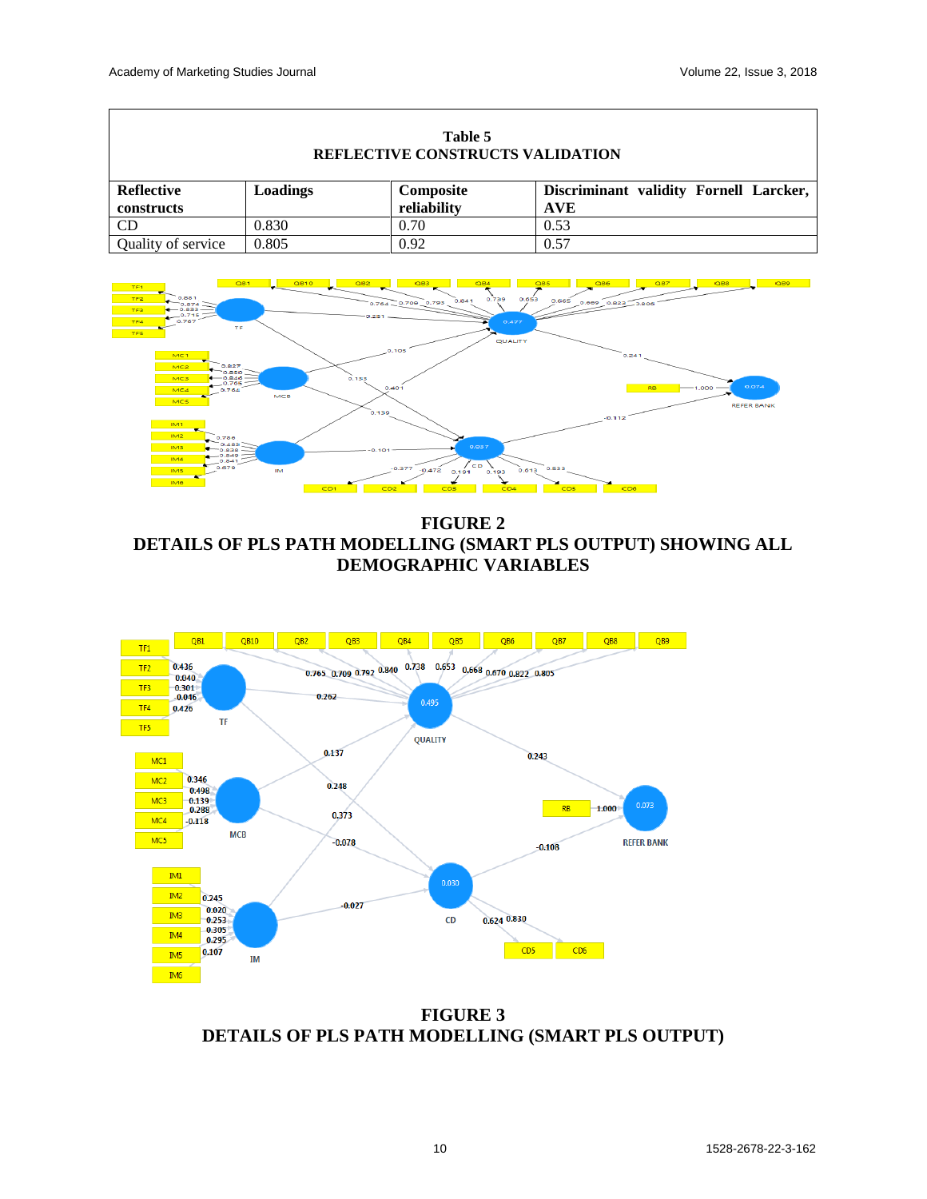**Table 5**
**REFLECTIVE CONSTRUCTS VALIDATION**

| Reflective constructs | Loadings | Composite reliability | Discriminant validity Fornell Larcker, AVE |
|---|---|---|---|
| CD | 0.830 | 0.70 | 0.53 |
| Quality of service | 0.805 | 0.92 | 0.57 |

**FIGURE 2**
**DETAILS OF PLS PATH MODELLING (SMART PLS OUTPUT) SHOWING ALL DEMOGRAPHIC VARIABLES**

**FIGURE 3**
**DETAILS OF PLS PATH MODELLING (SMART PLS OUTPUT)**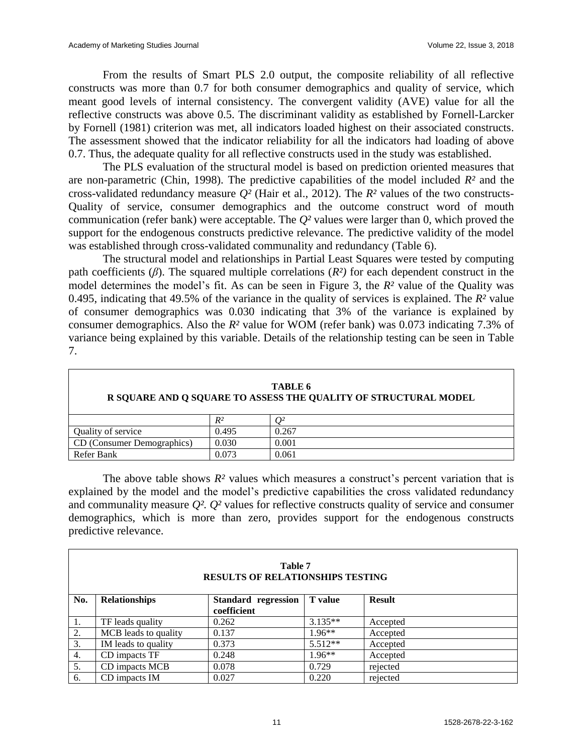From the results of Smart PLS 2.0 output, the composite reliability of all reflective constructs was more than 0.7 for both consumer demographics and quality of service, which meant good levels of internal consistency. The convergent validity (AVE) value for all the reflective constructs was above 0.5. The discriminant validity as established by Fornell-Larcker by Fornell (1981) criterion was met, all indicators loaded highest on their associated constructs. The assessment showed that the indicator reliability for all the indicators had loading of above 0.7. Thus, the adequate quality for all reflective constructs used in the study was established.

The PLS evaluation of the structural model is based on prediction oriented measures that are non-parametric (Chin, 1998). The predictive capabilities of the model included $R^2$ and the cross-validated redundancy measure $Q^2$ (Hair et al., 2012). The $R^2$ values of the two constructs-Quality of service, consumer demographics and the outcome construct word of mouth communication (refer bank) were acceptable. The $Q^2$ values were larger than 0, which proved the support for the endogenous constructs predictive relevance. The predictive validity of the model was established through cross-validated communality and redundancy (Table 6).

The structural model and relationships in Partial Least Squares were tested by computing path coefficients ($\beta$). The squared multiple correlations ($R^2$) for each dependent construct in the model determines the model's fit. As can be seen in Figure 3, the $R^2$ value of the Quality was 0.495, indicating that 49.5% of the variance in the quality of services is explained. The $R^2$ value of consumer demographics was 0.030 indicating that 3% of the variance is explained by consumer demographics. Also the $R^2$ value for WOM (refer bank) was 0.073 indicating 7.3% of variance being explained by this variable. Details of the relationship testing can be seen in Table 7.

**TABLE 6**
**R SQUARE AND Q SQUARE TO ASSESS THE QUALITY OF STRUCTURAL MODEL**

| | $R^2$ | $Q^2$ |
|---|---|---|
| Quality of service | 0.495 | 0.267 |
| CD (Consumer Demographics) | 0.030 | 0.001 |
| Refer Bank | 0.073 | 0.061 |

The above table shows $R^2$ values which measures a construct's percent variation that is explained by the model and the model's predictive capabilities the cross validated redundancy and communality measure $Q^2$. $Q^2$ values for reflective constructs quality of service and consumer demographics, which is more than zero, provides support for the endogenous constructs predictive relevance.

**Table 7**
**RESULTS OF RELATIONSHIPS TESTING**

| No. | Relationships | Standard regression coefficient | T value | Result |
|---|---|---|---|---|
| 1. | TF leads quality | 0.262 | 3.135** | Accepted |
| 2. | MCB leads to quality | 0.137 | 1.96** | Accepted |
| 3. | IM leads to quality | 0.373 | 5.512** | Accepted |
| 4. | CD impacts TF | 0.248 | 1.96** | Accepted |
| 5. | CD impacts MCB | 0.078 | 0.729 | rejected |
| 6. | CD impacts IM | 0.027 | 0.220 | rejected |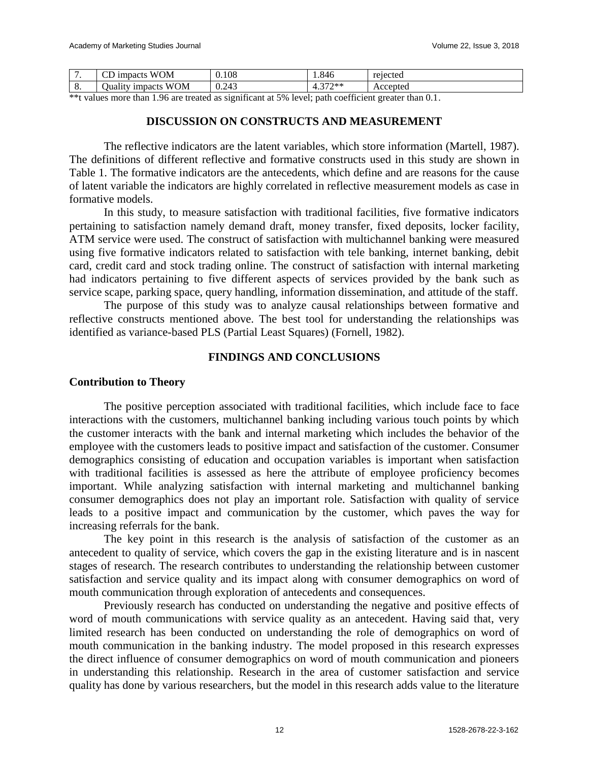| 7. | CD impacts WOM | 0.108 | 1.846 | rejected |
|---|---|---|---|---|
| 8. | Quality impacts WOM | 0.243 | 4.372** | Accepted |

**t values more than 1.96 are treated as significant at 5% level; path coefficient greater than 0.1.

## DISCUSSION ON CONSTRUCTS AND MEASUREMENT

The reflective indicators are the latent variables, which store information (Martell, 1987). The definitions of different reflective and formative constructs used in this study are shown in Table 1. The formative indicators are the antecedents, which define and are reasons for the cause of latent variable the indicators are highly correlated in reflective measurement models as case in formative models.

In this study, to measure satisfaction with traditional facilities, five formative indicators pertaining to satisfaction namely demand draft, money transfer, fixed deposits, locker facility, ATM service were used. The construct of satisfaction with multichannel banking were measured using five formative indicators related to satisfaction with tele banking, internet banking, debit card, credit card and stock trading online. The construct of satisfaction with internal marketing had indicators pertaining to five different aspects of services provided by the bank such as service scape, parking space, query handling, information dissemination, and attitude of the staff.

The purpose of this study was to analyze causal relationships between formative and reflective constructs mentioned above. The best tool for understanding the relationships was identified as variance-based PLS (Partial Least Squares) (Fornell, 1982).

## FINDINGS AND CONCLUSIONS

### Contribution to Theory

The positive perception associated with traditional facilities, which include face to face interactions with the customers, multichannel banking including various touch points by which the customer interacts with the bank and internal marketing which includes the behavior of the employee with the customers leads to positive impact and satisfaction of the customer. Consumer demographics consisting of education and occupation variables is important when satisfaction with traditional facilities is assessed as here the attribute of employee proficiency becomes important. While analyzing satisfaction with internal marketing and multichannel banking consumer demographics does not play an important role. Satisfaction with quality of service leads to a positive impact and communication by the customer, which paves the way for increasing referrals for the bank.

The key point in this research is the analysis of satisfaction of the customer as an antecedent to quality of service, which covers the gap in the existing literature and is in nascent stages of research. The research contributes to understanding the relationship between customer satisfaction and service quality and its impact along with consumer demographics on word of mouth communication through exploration of antecedents and consequences.

Previously research has conducted on understanding the negative and positive effects of word of mouth communications with service quality as an antecedent. Having said that, very limited research has been conducted on understanding the role of demographics on word of mouth communication in the banking industry. The model proposed in this research expresses the direct influence of consumer demographics on word of mouth communication and pioneers in understanding this relationship. Research in the area of customer satisfaction and service quality has done by various researchers, but the model in this research adds value to the literature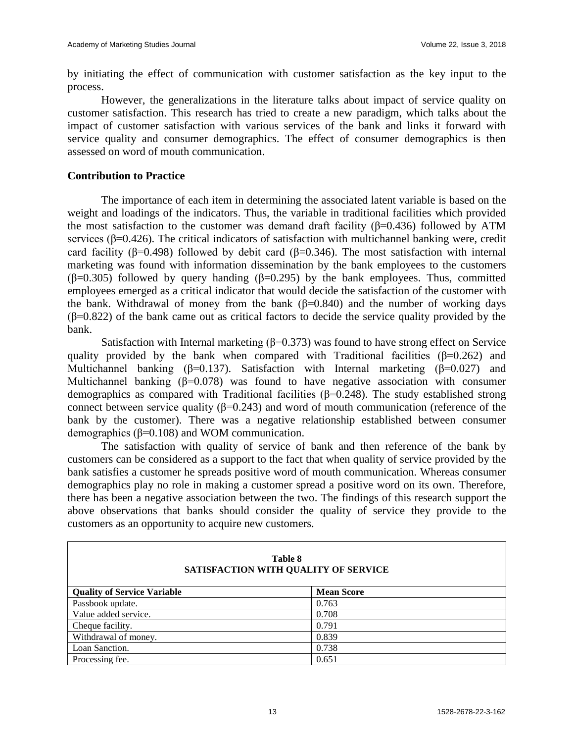by initiating the effect of communication with customer satisfaction as the key input to the process.

However, the generalizations in the literature talks about impact of service quality on customer satisfaction. This research has tried to create a new paradigm, which talks about the impact of customer satisfaction with various services of the bank and links it forward with service quality and consumer demographics. The effect of consumer demographics is then assessed on word of mouth communication.

## Contribution to Practice

The importance of each item in determining the associated latent variable is based on the weight and loadings of the indicators. Thus, the variable in traditional facilities which provided the most satisfaction to the customer was demand draft facility ($\beta$=0.436) followed by ATM services ($\beta$=0.426). The critical indicators of satisfaction with multichannel banking were, credit card facility ($\beta$=0.498) followed by debit card ($\beta$=0.346). The most satisfaction with internal marketing was found with information dissemination by the bank employees to the customers ($\beta$=0.305) followed by query handing ($\beta$=0.295) by the bank employees. Thus, committed employees emerged as a critical indicator that would decide the satisfaction of the customer with the bank. Withdrawal of money from the bank ($\beta$=0.840) and the number of working days ($\beta$=0.822) of the bank came out as critical factors to decide the service quality provided by the bank.

Satisfaction with Internal marketing ($\beta$=0.373) was found to have strong effect on Service quality provided by the bank when compared with Traditional facilities ($\beta$=0.262) and Multichannel banking ($\beta$=0.137). Satisfaction with Internal marketing ($\beta$=0.027) and Multichannel banking ($\beta$=0.078) was found to have negative association with consumer demographics as compared with Traditional facilities ($\beta$=0.248). The study established strong connect between service quality ($\beta$=0.243) and word of mouth communication (reference of the bank by the customer). There was a negative relationship established between consumer demographics ($\beta$=0.108) and WOM communication.

The satisfaction with quality of service of bank and then reference of the bank by customers can be considered as a support to the fact that when quality of service provided by the bank satisfies a customer he spreads positive word of mouth communication. Whereas consumer demographics play no role in making a customer spread a positive word on its own. Therefore, there has been a negative association between the two. The findings of this research support the above observations that banks should consider the quality of service they provide to the customers as an opportunity to acquire new customers.

**Table 8**
**SATISFACTION WITH QUALITY OF SERVICE**

| Quality of Service Variable | Mean Score |
|---|---|
| Passbook update. | 0.763 |
| Value added service. | 0.708 |
| Cheque facility. | 0.791 |
| Withdrawal of money. | 0.839 |
| Loan Sanction. | 0.738 |
| Processing fee. | 0.651 |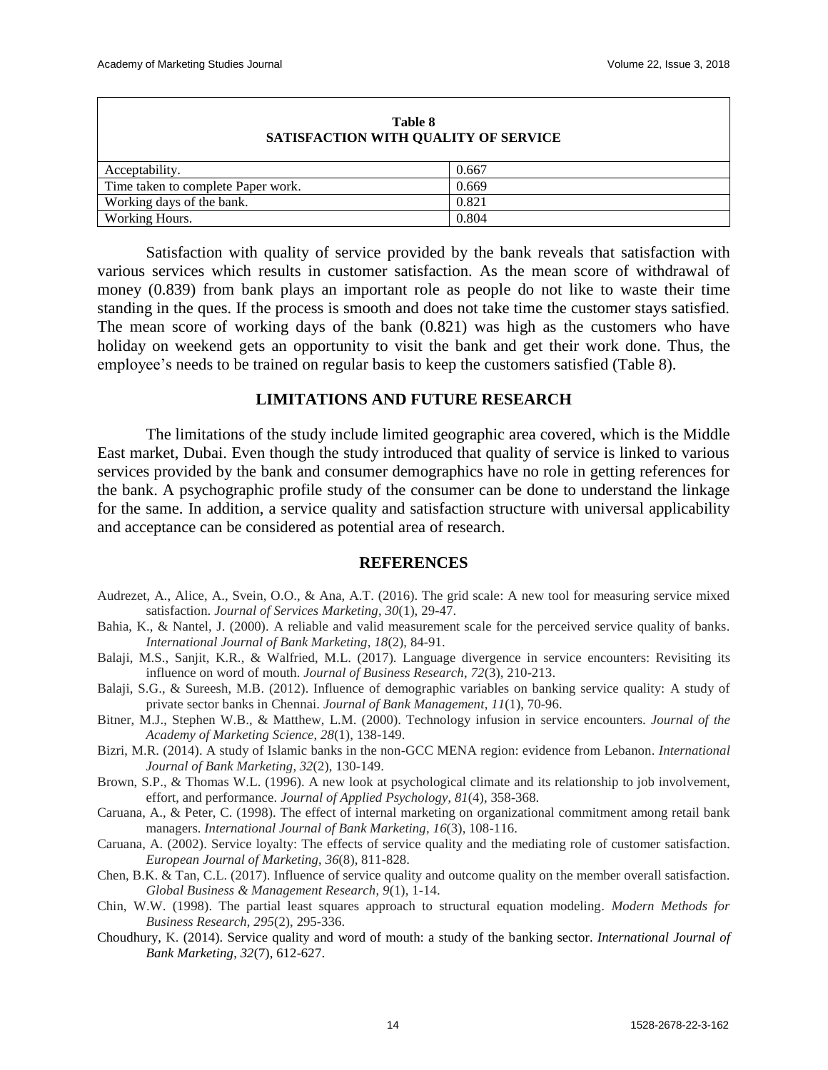**Table 8**
**SATISFACTION WITH QUALITY OF SERVICE**

| | |
|---|---|
| Acceptability. | 0.667 |
| Time taken to complete Paper work. | 0.669 |
| Working days of the bank. | 0.821 |
| Working Hours. | 0.804 |

Satisfaction with quality of service provided by the bank reveals that satisfaction with various services which results in customer satisfaction. As the mean score of withdrawal of money (0.839) from bank plays an important role as people do not like to waste their time standing in the ques. If the process is smooth and does not take time the customer stays satisfied. The mean score of working days of the bank (0.821) was high as the customers who have holiday on weekend gets an opportunity to visit the bank and get their work done. Thus, the employee's needs to be trained on regular basis to keep the customers satisfied (Table 8).

## LIMITATIONS AND FUTURE RESEARCH

The limitations of the study include limited geographic area covered, which is the Middle East market, Dubai. Even though the study introduced that quality of service is linked to various services provided by the bank and consumer demographics have no role in getting references for the bank. A psychographic profile study of the consumer can be done to understand the linkage for the same. In addition, a service quality and satisfaction structure with universal applicability and acceptance can be considered as potential area of research.

## REFERENCES

Audrezet, A., Alice, A., Svein, O.O., & Ana, A.T. (2016). The grid scale: A new tool for measuring service mixed satisfaction. *Journal of Services Marketing*, *30*(1), 29-47.

Bahia, K., & Nantel, J. (2000). A reliable and valid measurement scale for the perceived service quality of banks. *International Journal of Bank Marketing*, *18*(2), 84-91.

Balaji, M.S., Sanjit, K.R., & Walfried, M.L. (2017). Language divergence in service encounters: Revisiting its influence on word of mouth. *Journal of Business Research*, *72*(3), 210-213.

Balaji, S.G., & Sureesh, M.B. (2012). Influence of demographic variables on banking service quality: A study of private sector banks in Chennai. *Journal of Bank Management, 11*(1), 70-96.

Bitner, M.J., Stephen W.B., & Matthew, L.M. (2000). Technology infusion in service encounters. *Journal of the Academy of Marketing Science*, *28*(1), 138-149.

Bizri, M.R. (2014). A study of Islamic banks in the non-GCC MENA region: evidence from Lebanon. *International Journal of Bank Marketing*, *32*(2), 130-149.

Brown, S.P., & Thomas W.L. (1996). A new look at psychological climate and its relationship to job involvement, effort, and performance. *Journal of Applied Psychology*, *81*(4), 358-368.

Caruana, A., & Peter, C. (1998). The effect of internal marketing on organizational commitment among retail bank managers. *International Journal of Bank Marketing*, *16*(3), 108-116.

Caruana, A. (2002). Service loyalty: The effects of service quality and the mediating role of customer satisfaction. *European Journal of Marketing*, *36*(8), 811-828.

Chen, B.K. & Tan, C.L. (2017). Influence of service quality and outcome quality on the member overall satisfaction. *Global Business & Management Research*, *9*(1), 1-14.

Chin, W.W. (1998). The partial least squares approach to structural equation modeling. *Modern Methods for Business Research*, *295*(2), 295-336.

Choudhury, K. (2014). Service quality and word of mouth: a study of the banking sector. *International Journal of Bank Marketing*, *32*(7), 612-627.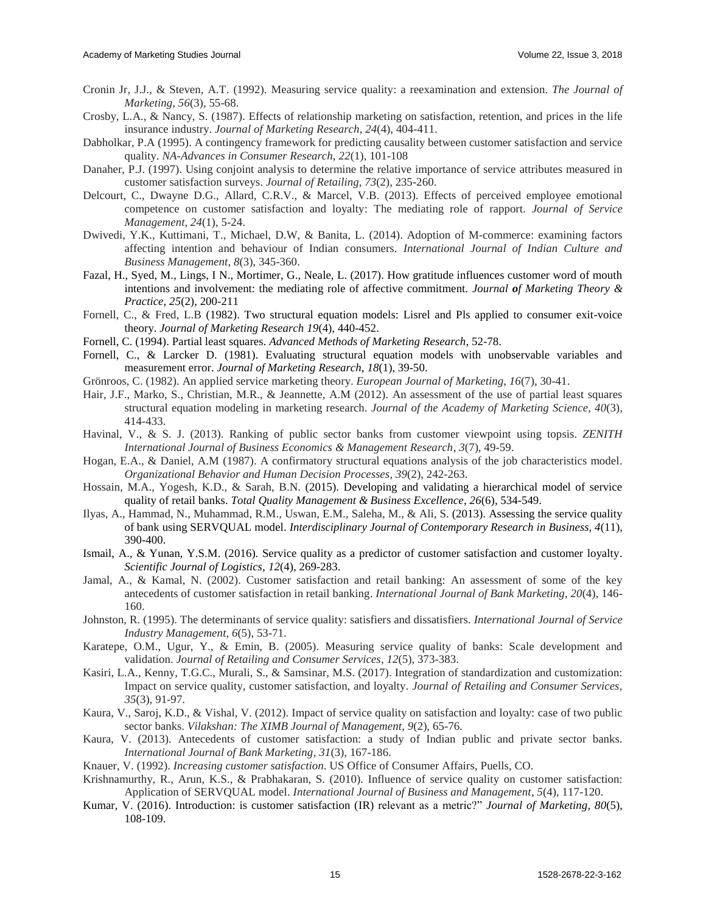Cronin Jr, J.J., & Steven, A.T. (1992). Measuring service quality: a reexamination and extension. *The Journal of Marketing*, *56*(3), 55-68.

Crosby, L.A., & Nancy, S. (1987). Effects of relationship marketing on satisfaction, retention, and prices in the life insurance industry. *Journal of Marketing Research*, *24*(4), 404-411.

Dabholkar, P.A (1995). A contingency framework for predicting causality between customer satisfaction and service quality. *NA-Advances in Consumer Research*, *22*(1), 101-108

Danaher, P.J. (1997). Using conjoint analysis to determine the relative importance of service attributes measured in customer satisfaction surveys. *Journal of Retailing*, *73*(2), 235-260.

Delcourt, C., Dwayne D.G., Allard, C.R.V., & Marcel, V.B. (2013). Effects of perceived employee emotional competence on customer satisfaction and loyalty: The mediating role of rapport. *Journal of Service Management*, *24*(1), 5-24.

Dwivedi, Y.K., Kuttimani, T., Michael, D.W, & Banita, L. (2014). Adoption of M-commerce: examining factors affecting intention and behaviour of Indian consumers. *International Journal of Indian Culture and Business Management*, *8*(3), 345-360.

Fazal, H., Syed, M., Lings, I N., Mortimer, G., Neale, L. (2017). How gratitude influences customer word of mouth intentions and involvement: the mediating role of affective commitment. *Journal of Marketing Theory & Practice*, *25*(2), 200-211

Fornell, C., & Fred, L.B (1982). Two structural equation models: Lisrel and Pls applied to consumer exit-voice theory. *Journal of Marketing Research 19*(4), 440-452.

Fornell, C. (1994). Partial least squares. *Advanced Methods of Marketing Research*, 52-78.

Fornell, C., & Larcker D. (1981). Evaluating structural equation models with unobservable variables and measurement error. *Journal of Marketing Research*, *18*(1), 39-50.

Grönroos, C. (1982). An applied service marketing theory. *European Journal of Marketing*, *16*(7), 30-41.

Hair, J.F., Marko, S., Christian, M.R., & Jeannette, A.M (2012). An assessment of the use of partial least squares structural equation modeling in marketing research. *Journal of the Academy of Marketing Science*, *40*(3), 414-433.

Havinal, V., & S. J. (2013). Ranking of public sector banks from customer viewpoint using topsis. *ZENITH International Journal of Business Economics & Management Research*, *3*(7), 49-59.

Hogan, E.A., & Daniel, A.M (1987). A confirmatory structural equations analysis of the job characteristics model. *Organizational Behavior and Human Decision Processes*, *39*(2), 242-263.

Hossain, M.A., Yogesh, K.D., & Sarah, B.N. (2015). Developing and validating a hierarchical model of service quality of retail banks. *Total Quality Management & Business Excellence*, *26*(6), 534-549.

Ilyas, A., Hammad, N., Muhammad, R.M., Uswan, E.M., Saleha, M., & Ali, S. (2013). Assessing the service quality of bank using SERVQUAL model. *Interdisciplinary Journal of Contemporary Research in Business*, *4*(11), 390-400.

Ismail, A., & Yunan, Y.S.M. (2016). Service quality as a predictor of customer satisfaction and customer loyalty. *Scientific Journal of Logistics*, *12*(4), 269-283.

Jamal, A., & Kamal, N. (2002). Customer satisfaction and retail banking: An assessment of some of the key antecedents of customer satisfaction in retail banking. *International Journal of Bank Marketing*, *20*(4), 146-160.

Johnston, R. (1995). The determinants of service quality: satisfiers and dissatisfiers. *International Journal of Service Industry Management*, *6*(5), 53-71.

Karatepe, O.M., Ugur, Y., & Emin, B. (2005). Measuring service quality of banks: Scale development and validation. *Journal of Retailing and Consumer Services*, *12*(5), 373-383.

Kasiri, L.A., Kenny, T.G.C., Murali, S., & Samsinar, M.S. (2017). Integration of standardization and customization: Impact on service quality, customer satisfaction, and loyalty. *Journal of Retailing and Consumer Services*, *35*(3), 91-97.

Kaura, V., Saroj, K.D., & Vishal, V. (2012). Impact of service quality on satisfaction and loyalty: case of two public sector banks. *Vilakshan: The XIMB Journal of Management*, *9*(2), 65-76.

Kaura, V. (2013). Antecedents of customer satisfaction: a study of Indian public and private sector banks. *International Journal of Bank Marketing*, *31*(3), 167-186.

Knauer, V. (1992). *Increasing customer satisfaction*. US Office of Consumer Affairs, Puells, CO.

Krishnamurthy, R., Arun, K.S., & Prabhakaran, S. (2010). Influence of service quality on customer satisfaction: Application of SERVQUAL model. *International Journal of Business and Management*, *5*(4), 117-120.

Kumar, V. (2016). Introduction: is customer satisfaction (IR) relevant as a metric?" *Journal of Marketing, 80*(5), 108-109.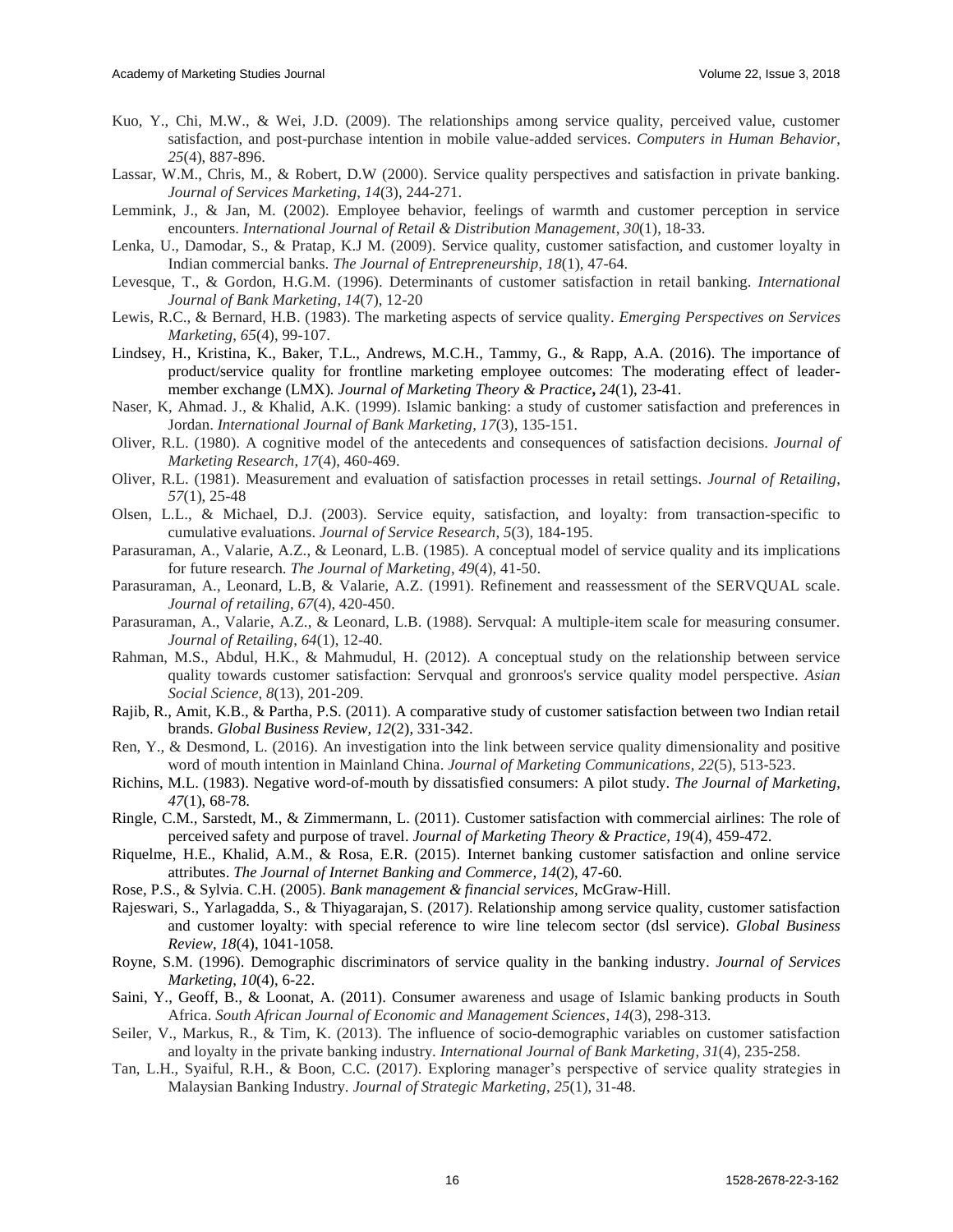Kuo, Y., Chi, M.W., & Wei, J.D. (2009). The relationships among service quality, perceived value, customer satisfaction, and post-purchase intention in mobile value-added services. *Computers in Human Behavior*, *25*(4), 887-896.

Lassar, W.M., Chris, M., & Robert, D.W (2000). Service quality perspectives and satisfaction in private banking. *Journal of Services Marketing*, *14*(3), 244-271.

Lemmink, J., & Jan, M. (2002). Employee behavior, feelings of warmth and customer perception in service encounters. *International Journal of Retail & Distribution Management*, *30*(1), 18-33.

Lenka, U., Damodar, S., & Pratap, K.J M. (2009). Service quality, customer satisfaction, and customer loyalty in Indian commercial banks. *The Journal of Entrepreneurship*, *18*(1), 47-64.

Levesque, T., & Gordon, H.G.M. (1996). Determinants of customer satisfaction in retail banking. *International Journal of Bank Marketing*, *14*(7), 12-20

Lewis, R.C., & Bernard, H.B. (1983). The marketing aspects of service quality. *Emerging Perspectives on Services Marketing*, *65*(4), 99-107.

Lindsey, H., Kristina, K., Baker, T.L., Andrews, M.C.H., Tammy, G., & Rapp, A.A. (2016). The importance of product/service quality for frontline marketing employee outcomes: The moderating effect of leader-member exchange (LMX). *Journal of Marketing Theory & Practice***,** *24*(1), 23-41.

Naser, K, Ahmad. J., & Khalid, A.K. (1999). Islamic banking: a study of customer satisfaction and preferences in Jordan. *International Journal of Bank Marketing*, *17*(3), 135-151.

Oliver, R.L. (1980). A cognitive model of the antecedents and consequences of satisfaction decisions. *Journal of Marketing Research*, *17*(4), 460-469.

Oliver, R.L. (1981). Measurement and evaluation of satisfaction processes in retail settings. *Journal of Retailing*, *57*(1), 25-48

Olsen, L.L., & Michael, D.J. (2003). Service equity, satisfaction, and loyalty: from transaction-specific to cumulative evaluations. *Journal of Service Research*, *5*(3), 184-195.

Parasuraman, A., Valarie, A.Z., & Leonard, L.B. (1985). A conceptual model of service quality and its implications for future research. *The Journal of Marketing*, *49*(4), 41-50.

Parasuraman, A., Leonard, L.B, & Valarie, A.Z. (1991). Refinement and reassessment of the SERVQUAL scale. *Journal of retailing*, *67*(4), 420-450.

Parasuraman, A., Valarie, A.Z., & Leonard, L.B. (1988). Servqual: A multiple-item scale for measuring consumer. *Journal of Retailing*, *64*(1), 12-40.

Rahman, M.S., Abdul, H.K., & Mahmudul, H. (2012). A conceptual study on the relationship between service quality towards customer satisfaction: Servqual and gronroos's service quality model perspective. *Asian Social Science*, *8*(13), 201-209.

Rajib, R., Amit, K.B., & Partha, P.S. (2011). A comparative study of customer satisfaction between two Indian retail brands. *Global Business Review*, *12*(2), 331-342.

Ren, Y., & Desmond, L. (2016). An investigation into the link between service quality dimensionality and positive word of mouth intention in Mainland China. *Journal of Marketing Communications*, *22*(5), 513-523.

Richins, M.L. (1983). Negative word-of-mouth by dissatisfied consumers: A pilot study. *The Journal of Marketing*, *47*(1), 68-78.

Ringle, C.M., Sarstedt, M., & Zimmermann, L. (2011). Customer satisfaction with commercial airlines: The role of perceived safety and purpose of travel. *Journal of Marketing Theory & Practice*, *19*(4), 459-472.

Riquelme, H.E., Khalid, A.M., & Rosa, E.R. (2015). Internet banking customer satisfaction and online service attributes. *The Journal of Internet Banking and Commerce*, *14*(2), 47-60.

Rose, P.S., & Sylvia. C.H. (2005). *Bank management & financial services*, McGraw-Hill.

Rajeswari, S., Yarlagadda, S., & Thiyagarajan, S. (2017). Relationship among service quality, customer satisfaction and customer loyalty: with special reference to wire line telecom sector (dsl service). *Global Business Review*, *18*(4), 1041-1058.

Royne, S.M. (1996). Demographic discriminators of service quality in the banking industry. *Journal of Services Marketing*, *10*(4), 6-22.

Saini, Y., Geoff, B., & Loonat, A. (2011). Consumer awareness and usage of Islamic banking products in South Africa. *South African Journal of Economic and Management Sciences*, *14*(3), 298-313.

Seiler, V., Markus, R., & Tim, K. (2013). The influence of socio-demographic variables on customer satisfaction and loyalty in the private banking industry. *International Journal of Bank Marketing*, *31*(4), 235-258.

Tan, L.H., Syaiful, R.H., & Boon, C.C. (2017). Exploring manager's perspective of service quality strategies in Malaysian Banking Industry. *Journal of Strategic Marketing*, *25*(1), 31-48.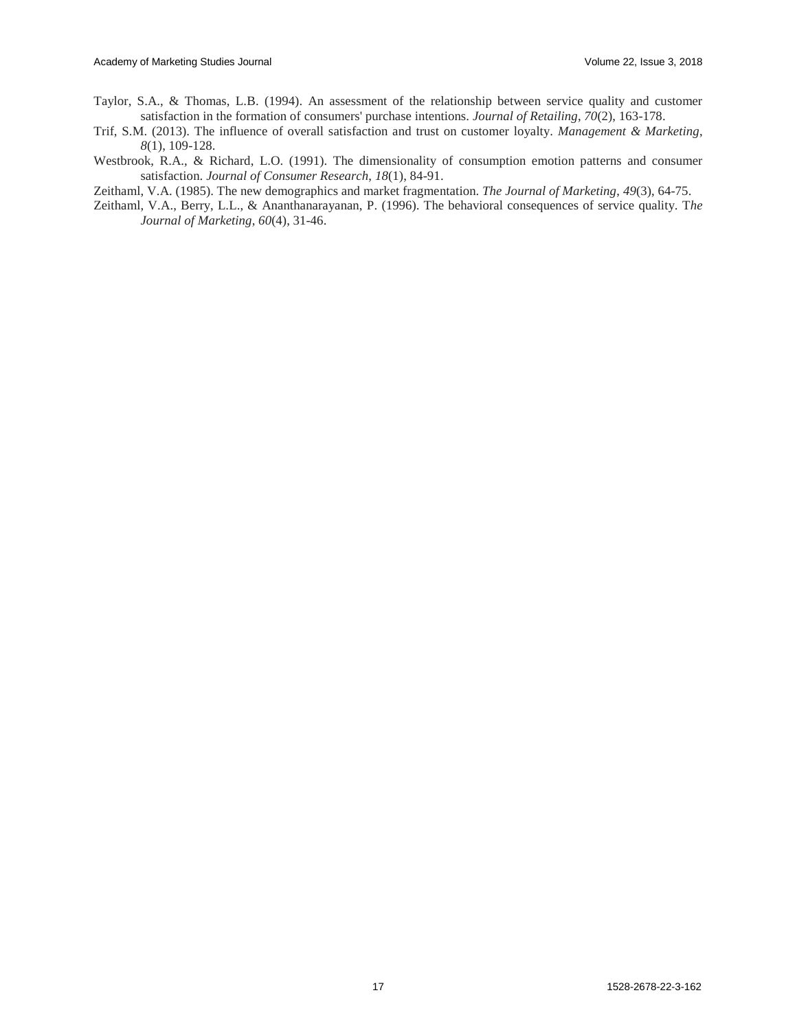Taylor, S.A., & Thomas, L.B. (1994). An assessment of the relationship between service quality and customer satisfaction in the formation of consumers' purchase intentions. *Journal of Retailing*, *70*(2), 163-178.

Trif, S.M. (2013). The influence of overall satisfaction and trust on customer loyalty. *Management & Marketing*, *8*(1), 109-128.

Westbrook, R.A., & Richard, L.O. (1991). The dimensionality of consumption emotion patterns and consumer satisfaction. *Journal of Consumer Research*, *18*(1), 84-91.

Zeithaml, V.A. (1985). The new demographics and market fragmentation. *The Journal of Marketing*, *49*(3), 64-75.

Zeithaml, V.A., Berry, L.L., & Ananthanarayanan, P. (1996). The behavioral consequences of service quality. T*he Journal of Marketing*, *60*(4), 31-46.